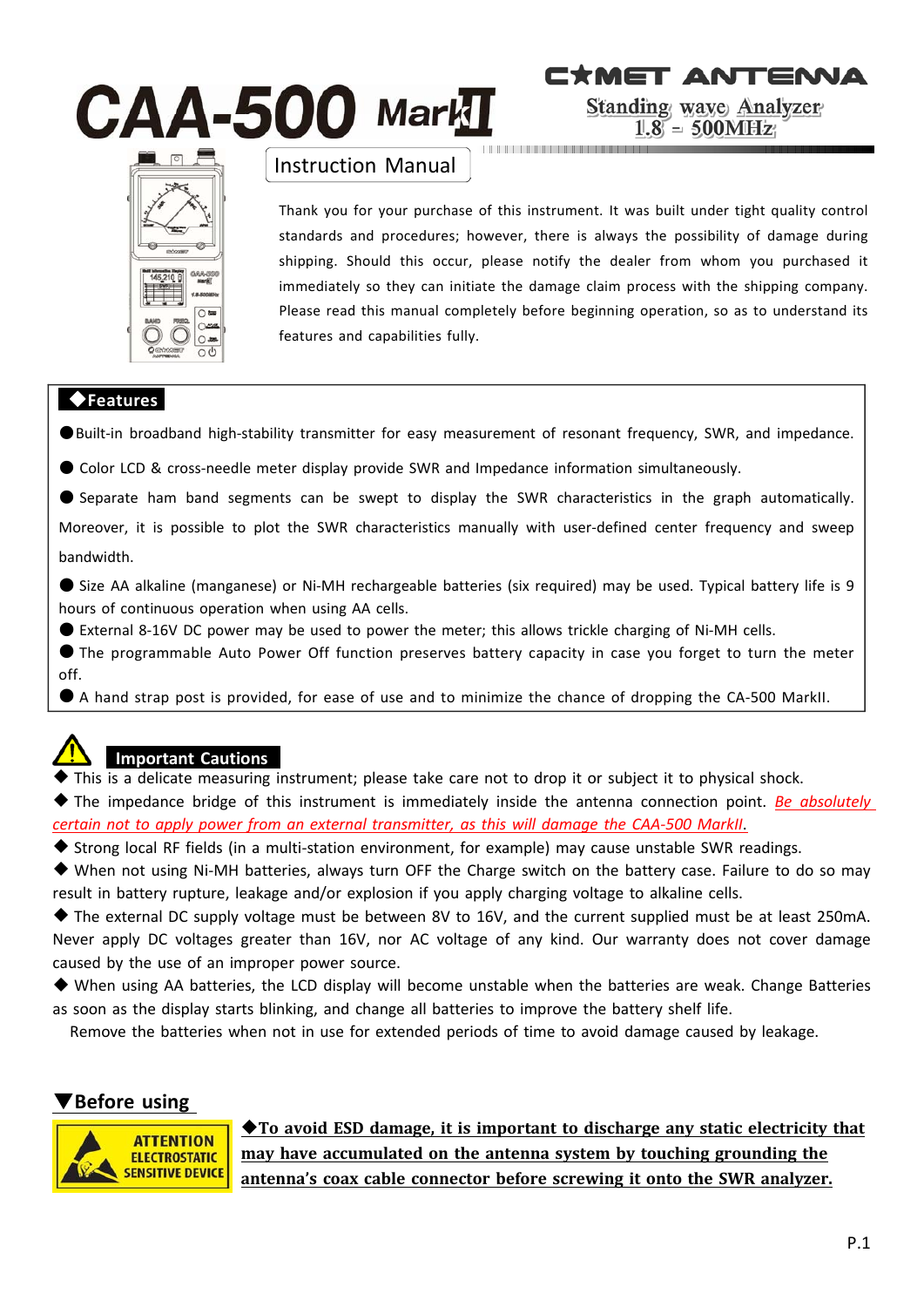# CAA-500 MarkII

COMET ANTENNA

Standing wave Analyzer
1.8 – 500MHz

## Instruction Manual

Thank you for your purchase of this instrument. It was built under tight quality control standards and procedures; however, there is always the possibility of damage during shipping. Should this occur, please notify the dealer from whom you purchased it immediately so they can initiate the damage claim process with the shipping company. Please read this manual completely before beginning operation, so as to understand its features and capabilities fully.

## ◆Features

● Built-in broadband high-stability transmitter for easy measurement of resonant frequency, SWR, and impedance.

● Color LCD & cross-needle meter display provide SWR and Impedance information simultaneously.

● Separate ham band segments can be swept to display the SWR characteristics in the graph automatically. Moreover, it is possible to plot the SWR characteristics manually with user-defined center frequency and sweep bandwidth.

● Size AA alkaline (manganese) or Ni-MH rechargeable batteries (six required) may be used. Typical battery life is 9 hours of continuous operation when using AA cells.

● External 8-16V DC power may be used to power the meter; this allows trickle charging of Ni-MH cells.

● The programmable Auto Power Off function preserves battery capacity in case you forget to turn the meter off.

● A hand strap post is provided, for ease of use and to minimize the chance of dropping the CA-500 MarkII.

## Important Cautions

◆ This is a delicate measuring instrument; please take care not to drop it or subject it to physical shock.

◆ The impedance bridge of this instrument is immediately inside the antenna connection point. *Be absolutely certain not to apply power from an external transmitter, as this will damage the CAA-500 MarkII.*

◆ Strong local RF fields (in a multi-station environment, for example) may cause unstable SWR readings.

◆ When not using Ni-MH batteries, always turn OFF the Charge switch on the battery case. Failure to do so may result in battery rupture, leakage and/or explosion if you apply charging voltage to alkaline cells.

◆ The external DC supply voltage must be between 8V to 16V, and the current supplied must be at least 250mA. Never apply DC voltages greater than 16V, nor AC voltage of any kind. Our warranty does not cover damage caused by the use of an improper power source.

◆ When using AA batteries, the LCD display will become unstable when the batteries are weak. Change Batteries as soon as the display starts blinking, and change all batteries to improve the battery shelf life.

Remove the batteries when not in use for extended periods of time to avoid damage caused by leakage.

## ▼Before using

ATTENTION ELECTROSTATIC SENSITIVE DEVICE

**◆To avoid ESD damage, it is important to discharge any static electricity that may have accumulated on the antenna system by touching grounding the antenna's coax cable connector before screwing it onto the SWR analyzer.**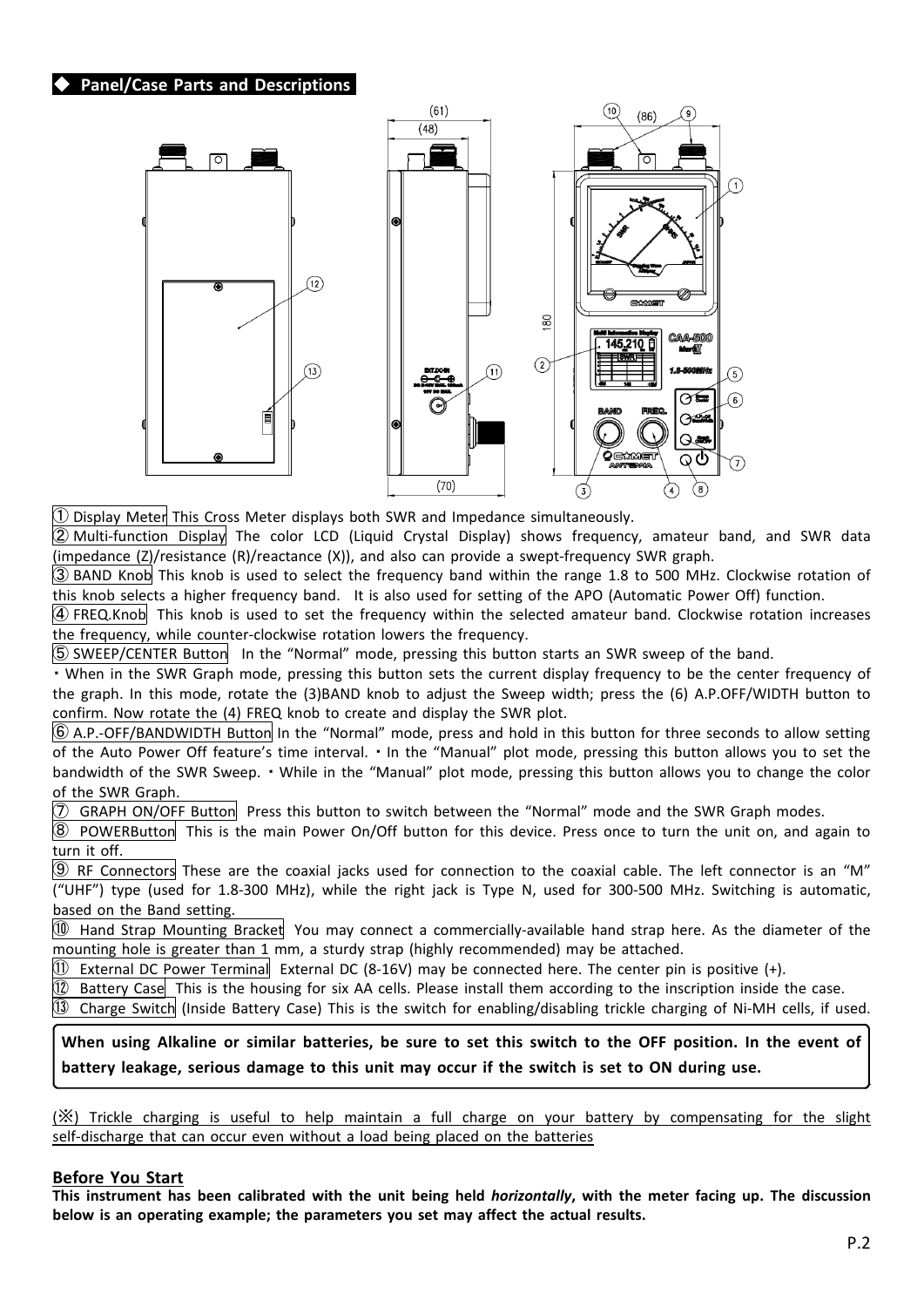## ◆ Panel/Case Parts and Descriptions

① Display Meter This Cross Meter displays both SWR and Impedance simultaneously.

② Multi-function Display The color LCD (Liquid Crystal Display) shows frequency, amateur band, and SWR data (impedance (Z)/resistance (R)/reactance (X)), and also can provide a swept-frequency SWR graph.

③ BAND Knob This knob is used to select the frequency band within the range 1.8 to 500 MHz. Clockwise rotation of this knob selects a higher frequency band. It is also used for setting of the APO (Automatic Power Off) function.

④ FREQ.Knob This knob is used to set the frequency within the selected amateur band. Clockwise rotation increases the frequency, while counter-clockwise rotation lowers the frequency.

⑤ SWEEP/CENTER Button In the "Normal" mode, pressing this button starts an SWR sweep of the band.

・When in the SWR Graph mode, pressing this button sets the current display frequency to be the center frequency of the graph. In this mode, rotate the (3)BAND knob to adjust the Sweep width; press the (6) A.P.OFF/WIDTH button to confirm. Now rotate the (4) FREQ knob to create and display the SWR plot.

⑥ A.P.-OFF/BANDWIDTH Button In the "Normal" mode, press and hold in this button for three seconds to allow setting of the Auto Power Off feature's time interval. ・In the "Manual" plot mode, pressing this button allows you to set the bandwidth of the SWR Sweep. ・While in the "Manual" plot mode, pressing this button allows you to change the color of the SWR Graph.

⑦ GRAPH ON/OFF Button Press this button to switch between the "Normal" mode and the SWR Graph modes.

⑧ POWERButton This is the main Power On/Off button for this device. Press once to turn the unit on, and again to turn it off.

⑨ RF Connectors These are the coaxial jacks used for connection to the coaxial cable. The left connector is an "M" ("UHF") type (used for 1.8-300 MHz), while the right jack is Type N, used for 300-500 MHz. Switching is automatic, based on the Band setting.

⑩ Hand Strap Mounting Bracket You may connect a commercially-available hand strap here. As the diameter of the mounting hole is greater than 1 mm, a sturdy strap (highly recommended) may be attached.

⑪ External DC Power Terminal External DC (8-16V) may be connected here. The center pin is positive (+).

⑫ Battery Case This is the housing for six AA cells. Please install them according to the inscription inside the case.

⑬ Charge Switch (Inside Battery Case) This is the switch for enabling/disabling trickle charging of Ni-MH cells, if used.

**When using Alkaline or similar batteries, be sure to set this switch to the OFF position. In the event of battery leakage, serious damage to this unit may occur if the switch is set to ON during use.**

(※) Trickle charging is useful to help maintain a full charge on your battery by compensating for the slight self-discharge that can occur even without a load being placed on the batteries

## Before You Start

**This instrument has been calibrated with the unit being held *horizontally*, with the meter facing up. The discussion below is an operating example; the parameters you set may affect the actual results.**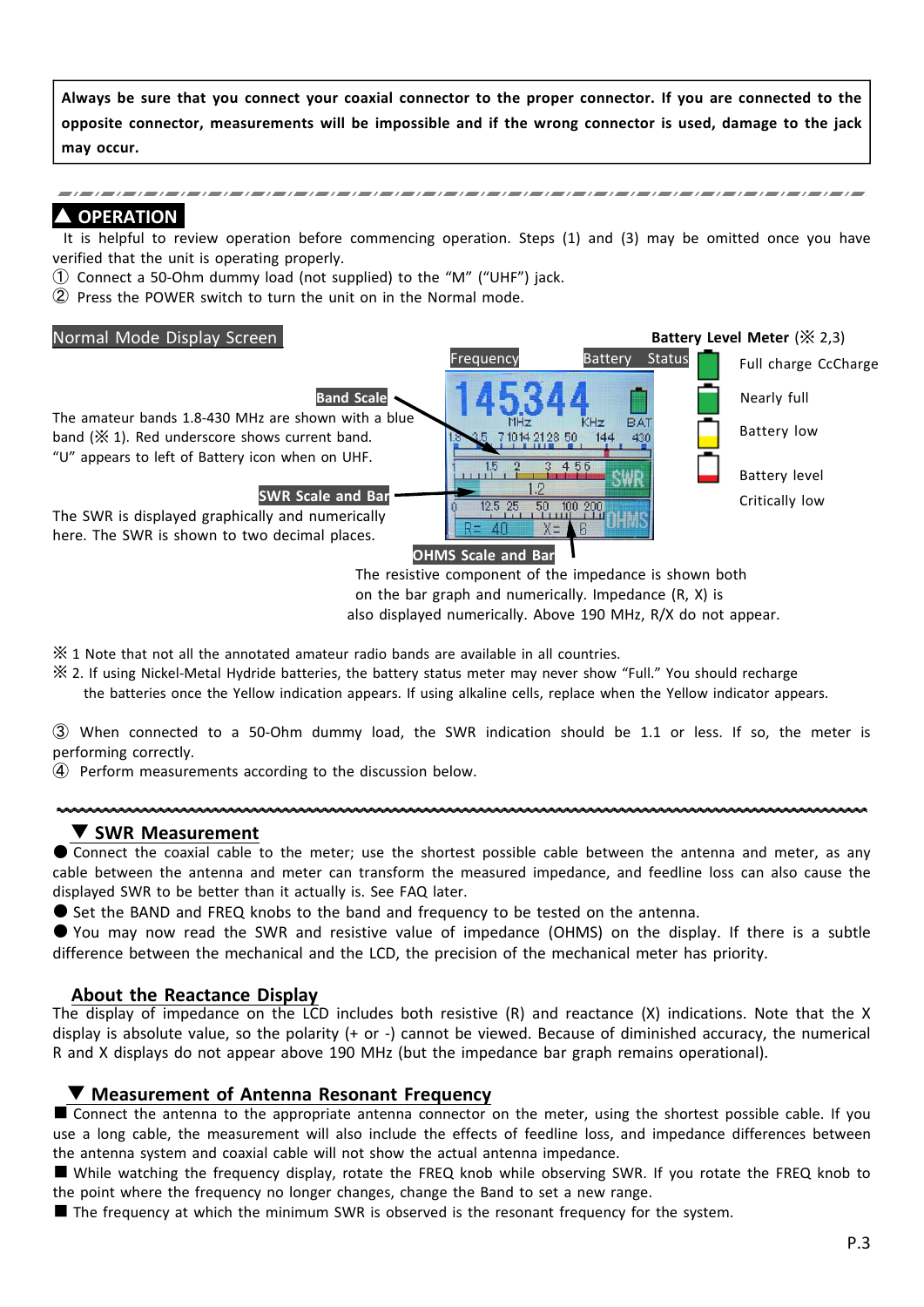**Always be sure that you connect your coaxial connector to the proper connector. If you are connected to the opposite connector, measurements will be impossible and if the wrong connector is used, damage to the jack may occur.**

## ▲ OPERATION

It is helpful to review operation before commencing operation. Steps (1) and (3) may be omitted once you have verified that the unit is operating properly.

① Connect a 50-Ohm dummy load (not supplied) to the "M" ("UHF") jack.

② Press the POWER switch to turn the unit on in the Normal mode.

### Normal Mode Display Screen

Frequency   Battery Status

**Band Scale**

The amateur bands 1.8-430 MHz are shown with a blue band (※ 1). Red underscore shows current band. "U" appears to left of Battery icon when on UHF.

**SWR Scale and Bar**

The SWR is displayed graphically and numerically here. The SWR is shown to two decimal places.

**OHMS Scale and Bar**

The resistive component of the impedance is shown both on the bar graph and numerically. Impedance (R, X) is also displayed numerically. Above 190 MHz, R/X do not appear.

**Battery Level Meter** (※ 2,3)

- Full charge CcCharge
- Nearly full
- Battery low
- Battery level Critically low

※ 1 Note that not all the annotated amateur radio bands are available in all countries.

※ 2. If using Nickel-Metal Hydride batteries, the battery status meter may never show "Full." You should recharge the batteries once the Yellow indication appears. If using alkaline cells, replace when the Yellow indicator appears.

③ When connected to a 50-Ohm dummy load, the SWR indication should be 1.1 or less. If so, the meter is performing correctly.

④ Perform measurements according to the discussion below.

## ▼ SWR Measurement

● Connect the coaxial cable to the meter; use the shortest possible cable between the antenna and meter, as any cable between the antenna and meter can transform the measured impedance, and feedline loss can also cause the displayed SWR to be better than it actually is. See FAQ later.

● Set the BAND and FREQ knobs to the band and frequency to be tested on the antenna.

● You may now read the SWR and resistive value of impedance (OHMS) on the display. If there is a subtle difference between the mechanical and the LCD, the precision of the mechanical meter has priority.

### About the Reactance Display

The display of impedance on the LCD includes both resistive (R) and reactance (X) indications. Note that the X display is absolute value, so the polarity (+ or -) cannot be viewed. Because of diminished accuracy, the numerical R and X displays do not appear above 190 MHz (but the impedance bar graph remains operational).

## ▼ Measurement of Antenna Resonant Frequency

■ Connect the antenna to the appropriate antenna connector on the meter, using the shortest possible cable. If you use a long cable, the measurement will also include the effects of feedline loss, and impedance differences between the antenna system and coaxial cable will not show the actual antenna impedance.

■ While watching the frequency display, rotate the FREQ knob while observing SWR. If you rotate the FREQ knob to the point where the frequency no longer changes, change the Band to set a new range.

■ The frequency at which the minimum SWR is observed is the resonant frequency for the system.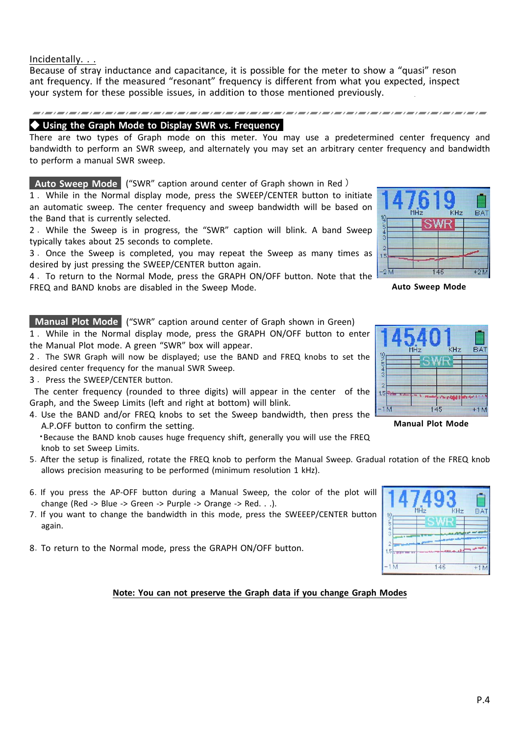Incidentally. . .

Because of stray inductance and capacitance, it is possible for the meter to show a “quasi” reson ant frequency. If the measured “resonant” frequency is different from what you expected, inspect your system for these possible issues, in addition to those mentioned previously.

## ◆ Using the Graph Mode to Display SWR vs. Frequency

There are two types of Graph mode on this meter. You may use a predetermined center frequency and bandwidth to perform an SWR sweep, and alternately you may set an arbitrary center frequency and bandwidth to perform a manual SWR sweep.

### Auto Sweep Mode

(“SWR” caption around center of Graph shown in Red )

1. While in the Normal display mode, press the SWEEP/CENTER button to initiate an automatic sweep. The center frequency and sweep bandwidth will be based on the Band that is currently selected.
2. While the Sweep is in progress, the “SWR” caption will blink. A band Sweep typically takes about 25 seconds to complete.
3. Once the Sweep is completed, you may repeat the Sweep as many times as desired by just pressing the SWEEP/CENTER button again.
4. To return to the Normal Mode, press the GRAPH ON/OFF button. Note that the FREQ and BAND knobs are disabled in the Sweep Mode.

**Auto Sweep Mode**

### Manual Plot Mode

(“SWR” caption around center of Graph shown in Green)

1. While in the Normal display mode, press the GRAPH ON/OFF button to enter the Manual Plot mode. A green “SWR” box will appear.
2. The SWR Graph will now be displayed; use the BAND and FREQ knobs to set the desired center frequency for the manual SWR Sweep.
3. Press the SWEEP/CENTER button.
   The center frequency (rounded to three digits) will appear in the center of the Graph, and the Sweep Limits (left and right at bottom) will blink.
4. Use the BAND and/or FREQ knobs to set the Sweep bandwidth, then press the A.P.OFF button to confirm the setting.
   ・Because the BAND knob causes huge frequency shift, generally you will use the FREQ knob to set Sweep Limits.
5. After the setup is finalized, rotate the FREQ knob to perform the Manual Sweep. Gradual rotation of the FREQ knob allows precision measuring to be performed (minimum resolution 1 kHz).
6. If you press the AP-OFF button during a Manual Sweep, the color of the plot will change (Red -> Blue -> Green -> Purple -> Orange -> Red. . .).
7. If you want to change the bandwidth in this mode, press the SWEEEP/CENTER button again.
8. To return to the Normal mode, press the GRAPH ON/OFF button.

**Manual Plot Mode**

**Note: You can not preserve the Graph data if you change Graph Modes**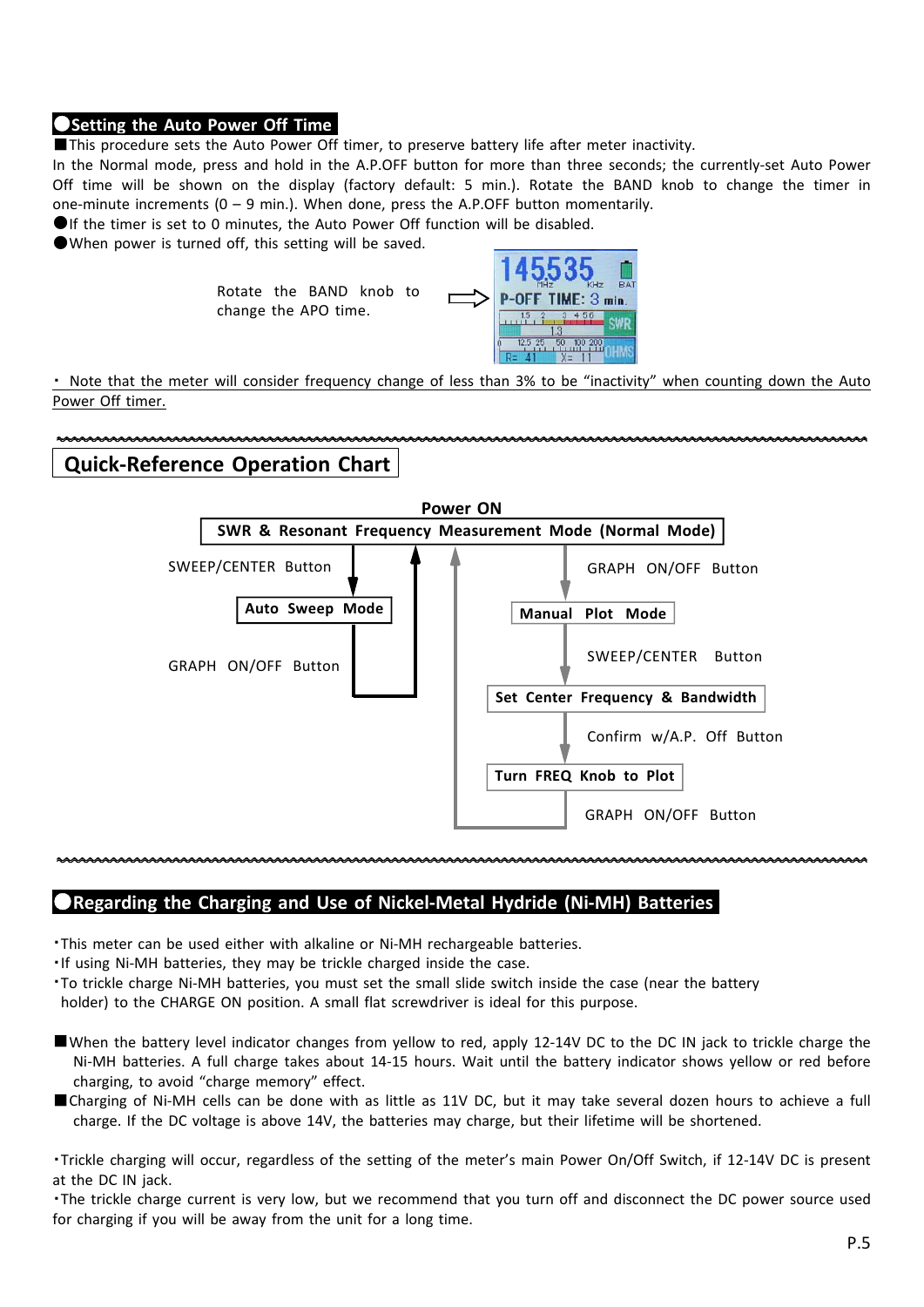## ●Setting the Auto Power Off Time

■This procedure sets the Auto Power Off timer, to preserve battery life after meter inactivity.

In the Normal mode, press and hold in the A.P.OFF button for more than three seconds; the currently-set Auto Power Off time will be shown on the display (factory default: 5 min.). Rotate the BAND knob to change the timer in one-minute increments (0 – 9 min.). When done, press the A.P.OFF button momentarily.

●If the timer is set to 0 minutes, the Auto Power Off function will be disabled.

●When power is turned off, this setting will be saved.

Rotate the BAND knob to change the APO time.

・ Note that the meter will consider frequency change of less than 3% to be "inactivity" when counting down the Auto Power Off timer.

## Quick-Reference Operation Chart

**Power ON**

**SWR & Resonant Frequency Measurement Mode (Normal Mode)**

SWEEP/CENTER Button → **Auto Sweep Mode** → GRAPH ON/OFF Button → back to Normal Mode

GRAPH ON/OFF Button → **Manual Plot Mode** → SWEEP/CENTER Button → **Set Center Frequency & Bandwidth** → Confirm w/A.P. Off Button → **Turn FREQ Knob to Plot** → GRAPH ON/OFF Button → back to Normal Mode

## ●Regarding the Charging and Use of Nickel-Metal Hydride (Ni-MH) Batteries

・This meter can be used either with alkaline or Ni-MH rechargeable batteries.

・If using Ni-MH batteries, they may be trickle charged inside the case.

・To trickle charge Ni-MH batteries, you must set the small slide switch inside the case (near the battery holder) to the CHARGE ON position. A small flat screwdriver is ideal for this purpose.

■When the battery level indicator changes from yellow to red, apply 12-14V DC to the DC IN jack to trickle charge the Ni-MH batteries. A full charge takes about 14-15 hours. Wait until the battery indicator shows yellow or red before charging, to avoid "charge memory" effect.

■Charging of Ni-MH cells can be done with as little as 11V DC, but it may take several dozen hours to achieve a full charge. If the DC voltage is above 14V, the batteries may charge, but their lifetime will be shortened.

・Trickle charging will occur, regardless of the setting of the meter's main Power On/Off Switch, if 12-14V DC is present at the DC IN jack.

・The trickle charge current is very low, but we recommend that you turn off and disconnect the DC power source used for charging if you will be away from the unit for a long time.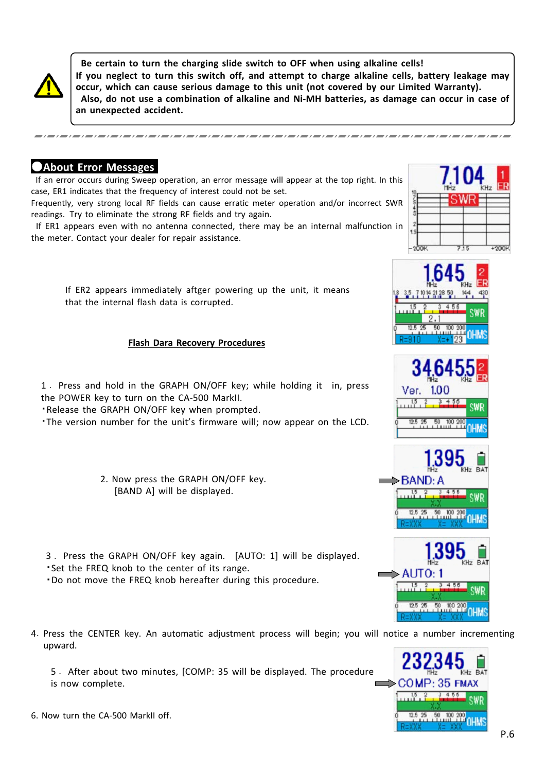**Be certain to turn the charging slide switch to OFF when using alkaline cells!**
**If you neglect to turn this switch off, and attempt to charge alkaline cells, battery leakage may occur, which can cause serious damage to this unit (not covered by our Limited Warranty).**
**Also, do not use a combination of alkaline and Ni-MH batteries, as damage can occur in case of an unexpected accident.**

## ●About Error Messages

If an error occurs during Sweep operation, an error message will appear at the top right. In this case, ER1 indicates that the frequency of interest could not be set.
Frequently, very strong local RF fields can cause erratic meter operation and/or incorrect SWR readings. Try to eliminate the strong RF fields and try again.
If ER1 appears even with no antenna connected, there may be an internal malfunction in the meter. Contact your dealer for repair assistance.

If ER2 appears immediately aftger powering up the unit, it means that the internal flash data is corrupted.

**Flash Dara Recovery Procedures**

1. Press and hold in the GRAPH ON/OFF key; while holding it in, press the POWER key to turn on the CA-500 MarkII.
   - ・Release the GRAPH ON/OFF key when prompted.
   - ・The version number for the unit's firmware will; now appear on the LCD.

2. Now press the GRAPH ON/OFF key.
   [BAND A] will be displayed.

3. Press the GRAPH ON/OFF key again. [AUTO: 1] will be displayed.
   - ・Set the FREQ knob to the center of its range.
   - ・Do not move the FREQ knob hereafter during this procedure.

4. Press the CENTER key. An automatic adjustment process will begin; you will notice a number incrementing upward.

5. After about two minutes, [COMP: 35 will be displayed. The procedure is now complete.

6. Now turn the CA-500 MarkII off.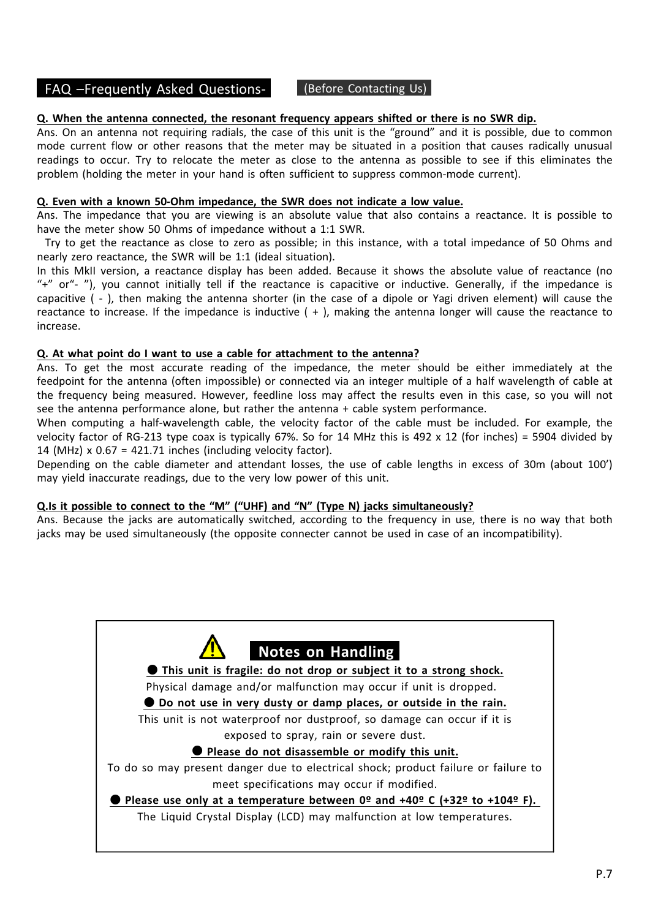## FAQ –Frequently Asked Questions- (Before Contacting Us)

**Q. When the antenna connected, the resonant frequency appears shifted or there is no SWR dip.**

Ans. On an antenna not requiring radials, the case of this unit is the “ground” and it is possible, due to common mode current flow or other reasons that the meter may be situated in a position that causes radically unusual readings to occur. Try to relocate the meter as close to the antenna as possible to see if this eliminates the problem (holding the meter in your hand is often sufficient to suppress common-mode current).

**Q. Even with a known 50-Ohm impedance, the SWR does not indicate a low value.**

Ans. The impedance that you are viewing is an absolute value that also contains a reactance. It is possible to have the meter show 50 Ohms of impedance without a 1:1 SWR.

Try to get the reactance as close to zero as possible; in this instance, with a total impedance of 50 Ohms and nearly zero reactance, the SWR will be 1:1 (ideal situation).

In this MkII version, a reactance display has been added. Because it shows the absolute value of reactance (no “+” or“- ”), you cannot initially tell if the reactance is capacitive or inductive. Generally, if the impedance is capacitive ( - ), then making the antenna shorter (in the case of a dipole or Yagi driven element) will cause the reactance to increase. If the impedance is inductive ( + ), making the antenna longer will cause the reactance to increase.

**Q. At what point do I want to use a cable for attachment to the antenna?**

Ans. To get the most accurate reading of the impedance, the meter should be either immediately at the feedpoint for the antenna (often impossible) or connected via an integer multiple of a half wavelength of cable at the frequency being measured. However, feedline loss may affect the results even in this case, so you will not see the antenna performance alone, but rather the antenna + cable system performance.

When computing a half-wavelength cable, the velocity factor of the cable must be included. For example, the velocity factor of RG-213 type coax is typically 67%. So for 14 MHz this is 492 x 12 (for inches) = 5904 divided by 14 (MHz) x 0.67 = 421.71 inches (including velocity factor).

Depending on the cable diameter and attendant losses, the use of cable lengths in excess of 30m (about 100’) may yield inaccurate readings, due to the very low power of this unit.

**Q.Is it possible to connect to the “M” (“UHF) and “N” (Type N) jacks simultaneously?**

Ans. Because the jacks are automatically switched, according to the frequency in use, there is no way that both jacks may be used simultaneously (the opposite connecter cannot be used in case of an incompatibility).

### ⚠ Notes on Handling

● **This unit is fragile: do not drop or subject it to a strong shock.**

Physical damage and/or malfunction may occur if unit is dropped.

● **Do not use in very dusty or damp places, or outside in the rain.**

This unit is not waterproof nor dustproof, so damage can occur if it is exposed to spray, rain or severe dust.

● **Please do not disassemble or modify this unit.**

To do so may present danger due to electrical shock; product failure or failure to meet specifications may occur if modified.

● **Please use only at a temperature between 0º and +40º C (+32º to +104º F).**

The Liquid Crystal Display (LCD) may malfunction at low temperatures.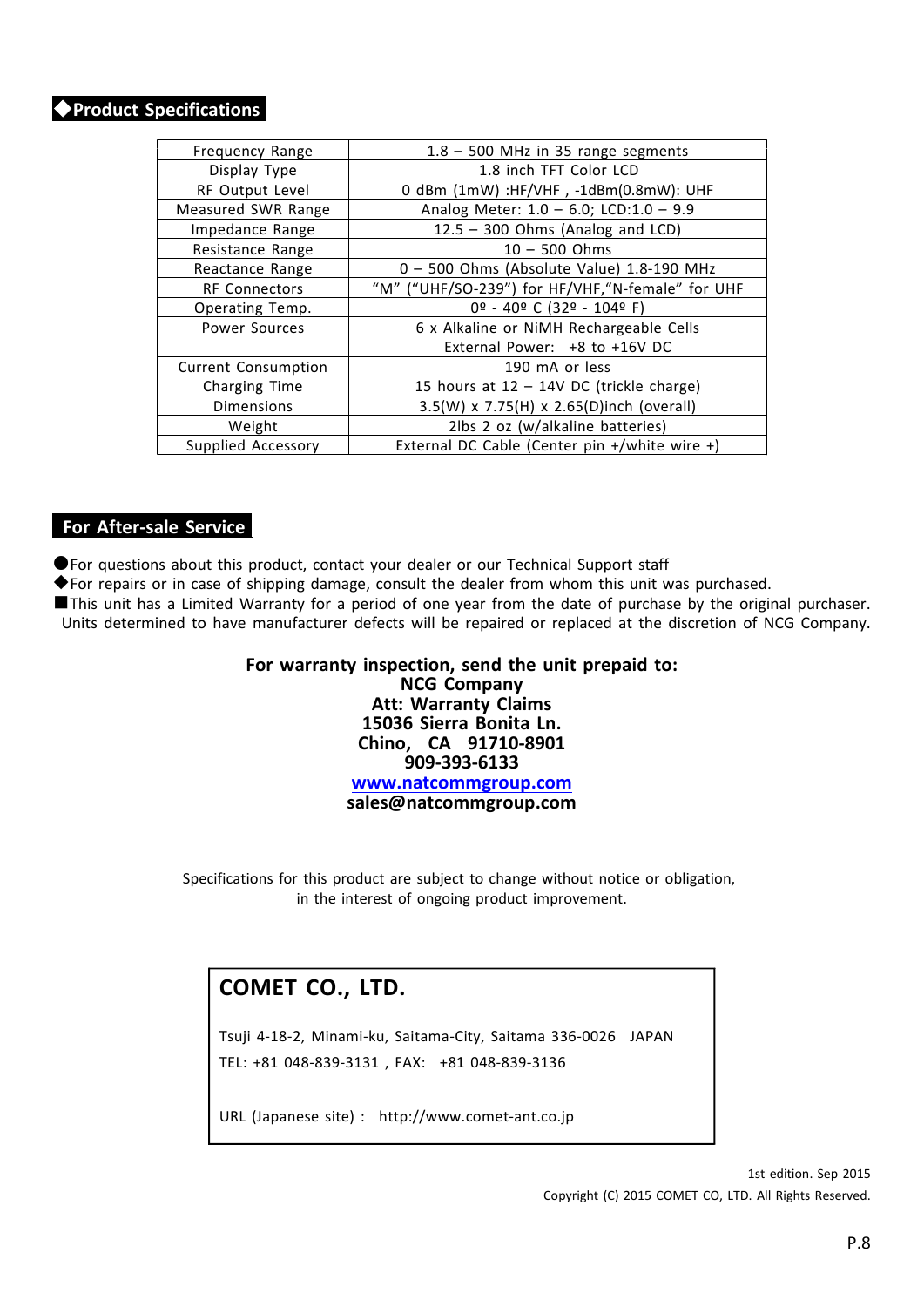## ◆Product Specifications

| | |
|---|---|
| Frequency Range | 1.8 – 500 MHz in 35 range segments |
| Display Type | 1.8 inch TFT Color LCD |
| RF Output Level | 0 dBm (1mW) :HF/VHF , -1dBm(0.8mW): UHF |
| Measured SWR Range | Analog Meter: 1.0 – 6.0; LCD:1.0 – 9.9 |
| Impedance Range | 12.5 – 300 Ohms (Analog and LCD) |
| Resistance Range | 10 – 500 Ohms |
| Reactance Range | 0 – 500 Ohms (Absolute Value) 1.8-190 MHz |
| RF Connectors | "M" ("UHF/SO-239") for HF/VHF,"N-female" for UHF |
| Operating Temp. | 0º - 40º C (32º - 104º F) |
| Power Sources | 6 x Alkaline or NiMH Rechargeable Cells<br>External Power: +8 to +16V DC |
| Current Consumption | 190 mA or less |
| Charging Time | 15 hours at 12 – 14V DC (trickle charge) |
| Dimensions | 3.5(W) x 7.75(H) x 2.65(D)inch (overall) |
| Weight | 2lbs 2 oz (w/alkaline batteries) |
| Supplied Accessory | External DC Cable (Center pin +/white wire +) |

## For After-sale Service

●For questions about this product, contact your dealer or our Technical Support staff

◆For repairs or in case of shipping damage, consult the dealer from whom this unit was purchased.

■This unit has a Limited Warranty for a period of one year from the date of purchase by the original purchaser. Units determined to have manufacturer defects will be repaired or replaced at the discretion of NCG Company.

**For warranty inspection, send the unit prepaid to:**
**NCG Company**
**Att: Warranty Claims**
**15036 Sierra Bonita Ln.**
**Chino, CA 91710-8901**
**909-393-6133**
**www.natcommgroup.com**
**sales@natcommgroup.com**

Specifications for this product are subject to change without notice or obligation, in the interest of ongoing product improvement.

**COMET CO., LTD.**

Tsuji 4-18-2, Minami-ku, Saitama-City, Saitama 336-0026 JAPAN

TEL: +81 048-839-3131 , FAX: +81 048-839-3136

URL (Japanese site) : http://www.comet-ant.co.jp

1st edition. Sep 2015

Copyright (C) 2015 COMET CO, LTD. All Rights Reserved.